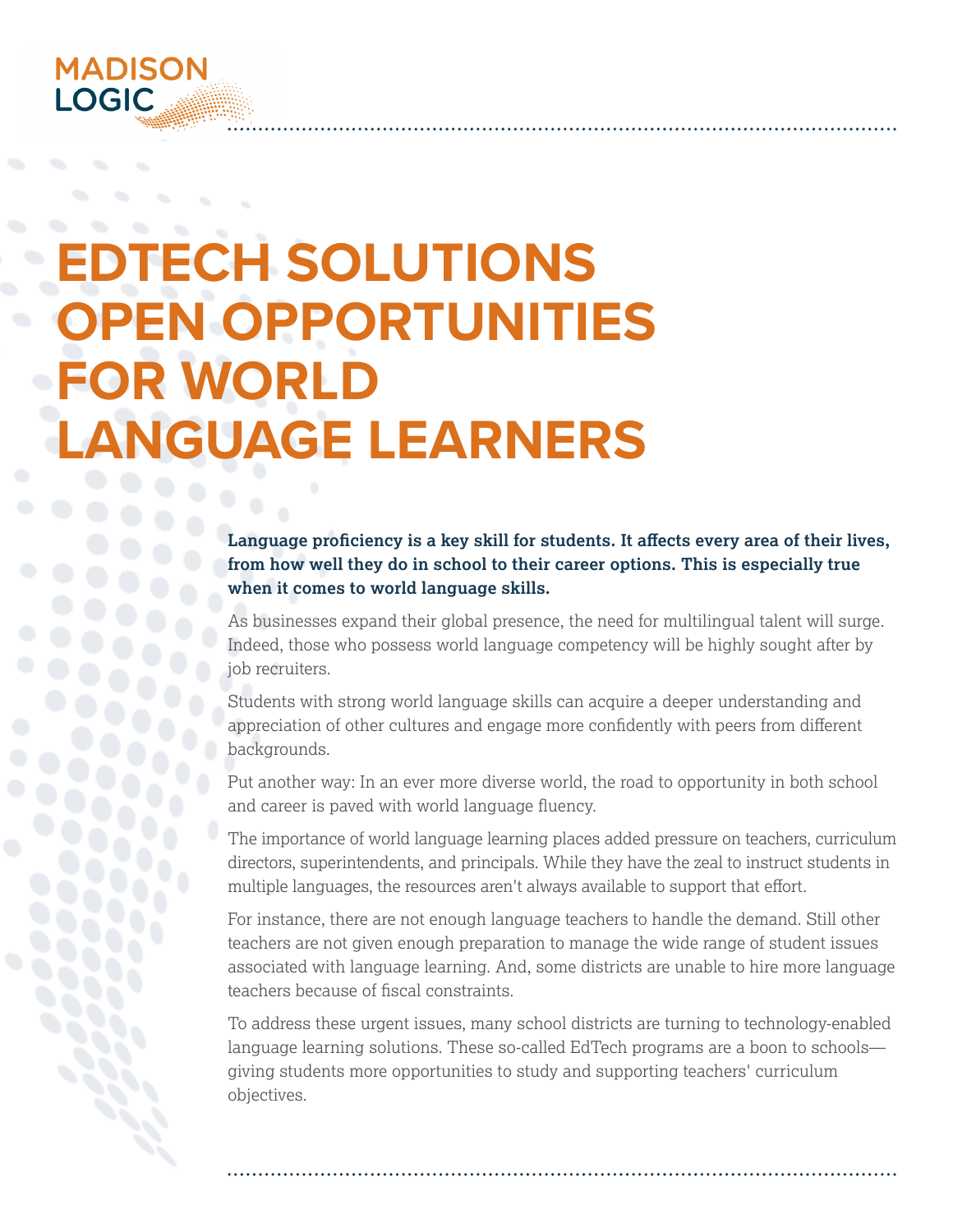MADISON LOGIC

# EDTECH SOLUTIONS OPEN OPPORTUNITIES FOR WORLD LANGUAGE LEARNERS

**Language proficiency is a key skill for students. It affects every area of their lives, from how well they do in school to their career options. This is especially true when it comes to world language skills.**

As businesses expand their global presence, the need for multilingual talent will surge. Indeed, those who possess world language competency will be highly sought after by job recruiters.

Students with strong world language skills can acquire a deeper understanding and appreciation of other cultures and engage more confidently with peers from different backgrounds.

Put another way: In an ever more diverse world, the road to opportunity in both school and career is paved with world language fluency.

The importance of world language learning places added pressure on teachers, curriculum directors, superintendents, and principals. While they have the zeal to instruct students in multiple languages, the resources aren't always available to support that effort.

For instance, there are not enough language teachers to handle the demand. Still other teachers are not given enough preparation to manage the wide range of student issues associated with language learning. And, some districts are unable to hire more language teachers because of fiscal constraints.

To address these urgent issues, many school districts are turning to technology-enabled language learning solutions. These so-called EdTech programs are a boon to schools—giving students more opportunities to study and supporting teachers' curriculum objectives.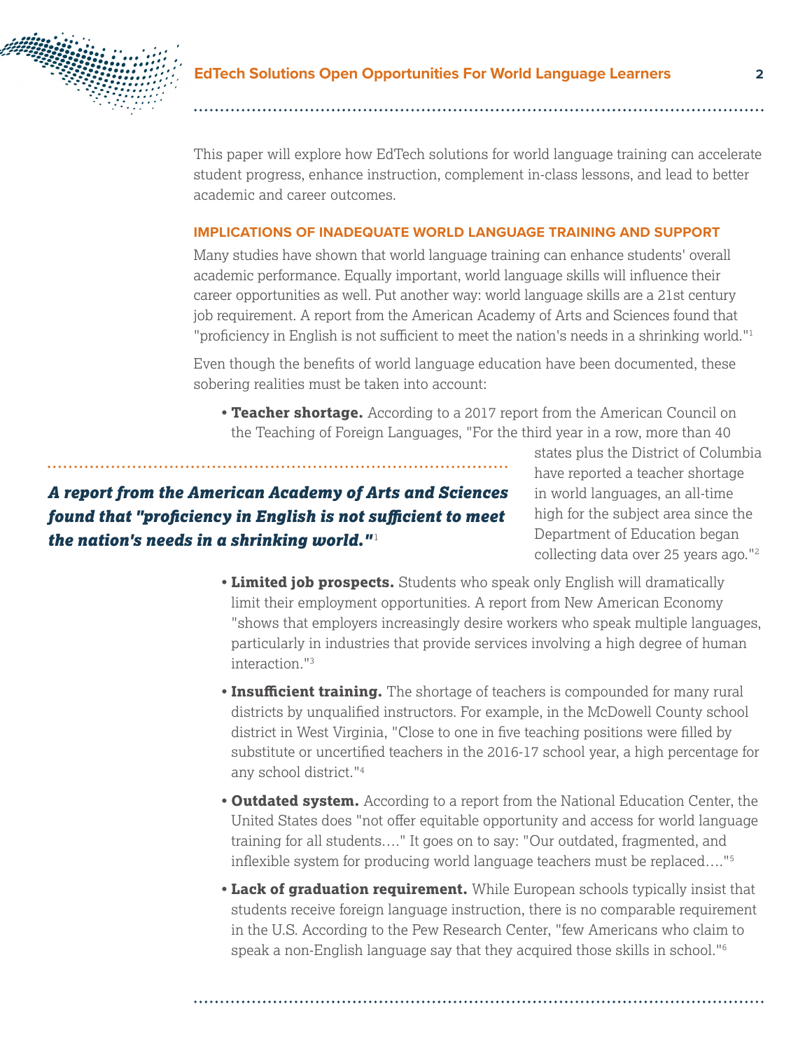This paper will explore how EdTech solutions for world language training can accelerate student progress, enhance instruction, complement in-class lessons, and lead to better academic and career outcomes.

## IMPLICATIONS OF INADEQUATE WORLD LANGUAGE TRAINING AND SUPPORT

Many studies have shown that world language training can enhance students' overall academic performance. Equally important, world language skills will influence their career opportunities as well. Put another way: world language skills are a 21st century job requirement. A report from the American Academy of Arts and Sciences found that "proficiency in English is not sufficient to meet the nation's needs in a shrinking world."[1]

Even though the benefits of world language education have been documented, these sobering realities must be taken into account:

- **Teacher shortage.** According to a 2017 report from the American Council on the Teaching of Foreign Languages, "For the third year in a row, more than 40 states plus the District of Columbia have reported a teacher shortage in world languages, an all-time high for the subject area since the Department of Education began collecting data over 25 years ago."[2]

***A report from the American Academy of Arts and Sciences found that "proficiency in English is not sufficient to meet the nation's needs in a shrinking world."***[1]

- **Limited job prospects.** Students who speak only English will dramatically limit their employment opportunities. A report from New American Economy "shows that employers increasingly desire workers who speak multiple languages, particularly in industries that provide services involving a high degree of human interaction."[3]
- **Insufficient training.** The shortage of teachers is compounded for many rural districts by unqualified instructors. For example, in the McDowell County school district in West Virginia, "Close to one in five teaching positions were filled by substitute or uncertified teachers in the 2016-17 school year, a high percentage for any school district."[4]
- **Outdated system.** According to a report from the National Education Center, the United States does "not offer equitable opportunity and access for world language training for all students…." It goes on to say: "Our outdated, fragmented, and inflexible system for producing world language teachers must be replaced…."[5]
- **Lack of graduation requirement.** While European schools typically insist that students receive foreign language instruction, there is no comparable requirement in the U.S. According to the Pew Research Center, "few Americans who claim to speak a non-English language say that they acquired those skills in school."[6]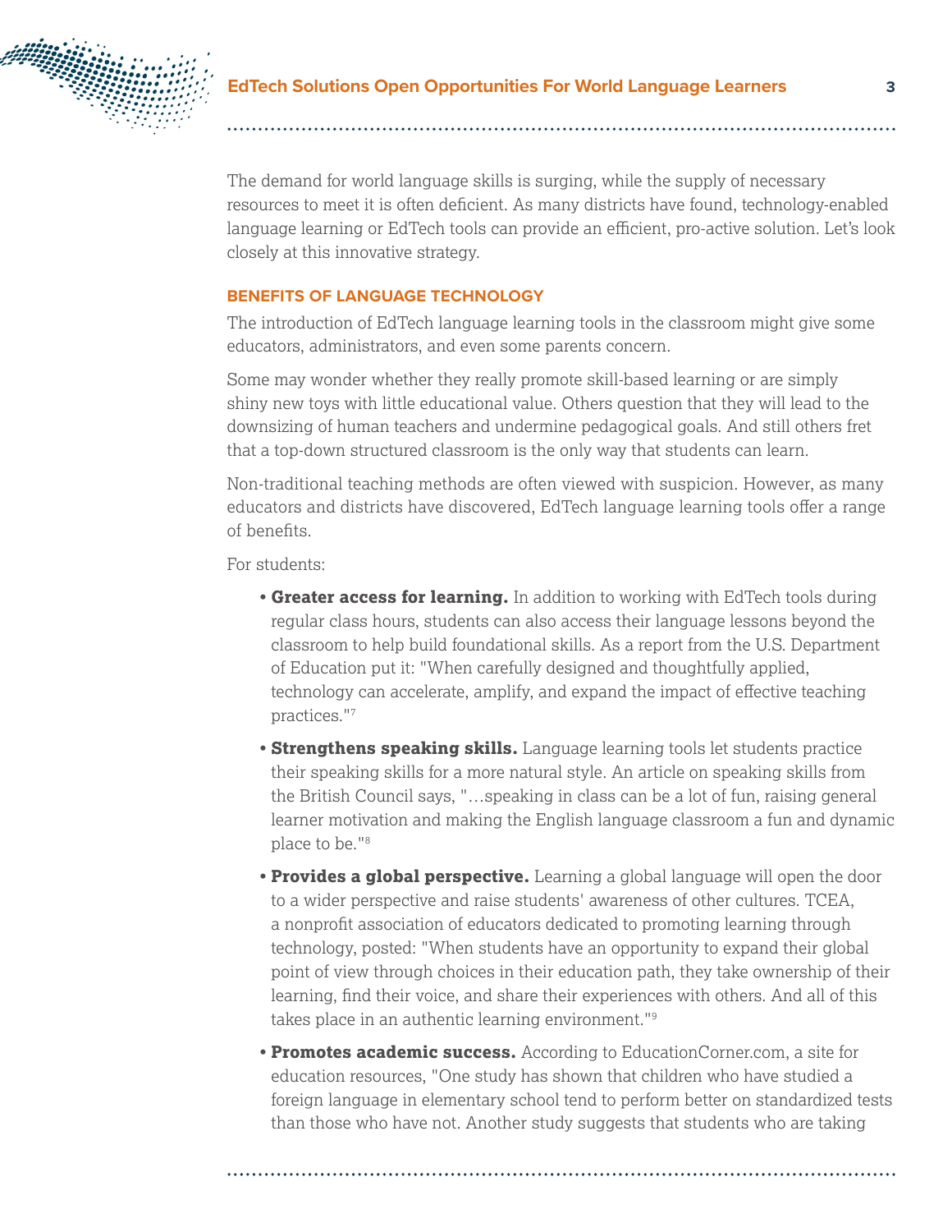The demand for world language skills is surging, while the supply of necessary resources to meet it is often deficient. As many districts have found, technology-enabled language learning or EdTech tools can provide an efficient, pro-active solution. Let's look closely at this innovative strategy.

## BENEFITS OF LANGUAGE TECHNOLOGY

The introduction of EdTech language learning tools in the classroom might give some educators, administrators, and even some parents concern.

Some may wonder whether they really promote skill-based learning or are simply shiny new toys with little educational value. Others question that they will lead to the downsizing of human teachers and undermine pedagogical goals. And still others fret that a top-down structured classroom is the only way that students can learn.

Non-traditional teaching methods are often viewed with suspicion. However, as many educators and districts have discovered, EdTech language learning tools offer a range of benefits.

For students:

- **Greater access for learning.** In addition to working with EdTech tools during regular class hours, students can also access their language lessons beyond the classroom to help build foundational skills. As a report from the U.S. Department of Education put it: "When carefully designed and thoughtfully applied, technology can accelerate, amplify, and expand the impact of effective teaching practices."[7]
- **Strengthens speaking skills.** Language learning tools let students practice their speaking skills for a more natural style. An article on speaking skills from the British Council says, "…speaking in class can be a lot of fun, raising general learner motivation and making the English language classroom a fun and dynamic place to be."[8]
- **Provides a global perspective.** Learning a global language will open the door to a wider perspective and raise students' awareness of other cultures. TCEA, a nonprofit association of educators dedicated to promoting learning through technology, posted: "When students have an opportunity to expand their global point of view through choices in their education path, they take ownership of their learning, find their voice, and share their experiences with others. And all of this takes place in an authentic learning environment."[9]
- **Promotes academic success.** According to EducationCorner.com, a site for education resources, "One study has shown that children who have studied a foreign language in elementary school tend to perform better on standardized tests than those who have not. Another study suggests that students who are taking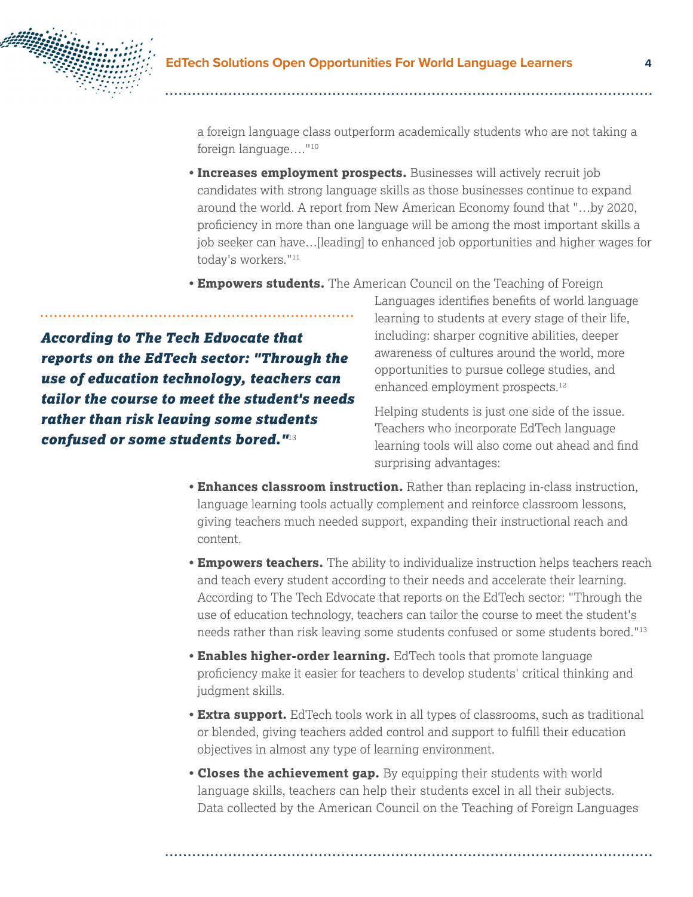a foreign language class outperform academically students who are not taking a foreign language…."[10]

- **Increases employment prospects.** Businesses will actively recruit job candidates with strong language skills as those businesses continue to expand around the world. A report from New American Economy found that "…by 2020, proficiency in more than one language will be among the most important skills a job seeker can have…[leading] to enhanced job opportunities and higher wages for today's workers."[11]
- **Empowers students.** The American Council on the Teaching of Foreign Languages identifies benefits of world language learning to students at every stage of their life, including: sharper cognitive abilities, deeper awareness of cultures around the world, more opportunities to pursue college studies, and enhanced employment prospects.[12]

***According to The Tech Edvocate that reports on the EdTech sector: "Through the use of education technology, teachers can tailor the course to meet the student's needs rather than risk leaving some students confused or some students bored."***[13]

Helping students is just one side of the issue. Teachers who incorporate EdTech language learning tools will also come out ahead and find surprising advantages:

- **Enhances classroom instruction.** Rather than replacing in-class instruction, language learning tools actually complement and reinforce classroom lessons, giving teachers much needed support, expanding their instructional reach and content.
- **Empowers teachers.** The ability to individualize instruction helps teachers reach and teach every student according to their needs and accelerate their learning. According to The Tech Edvocate that reports on the EdTech sector: "Through the use of education technology, teachers can tailor the course to meet the student's needs rather than risk leaving some students confused or some students bored."[13]
- **Enables higher-order learning.** EdTech tools that promote language proficiency make it easier for teachers to develop students' critical thinking and judgment skills.
- **Extra support.** EdTech tools work in all types of classrooms, such as traditional or blended, giving teachers added control and support to fulfill their education objectives in almost any type of learning environment.
- **Closes the achievement gap.** By equipping their students with world language skills, teachers can help their students excel in all their subjects. Data collected by the American Council on the Teaching of Foreign Languages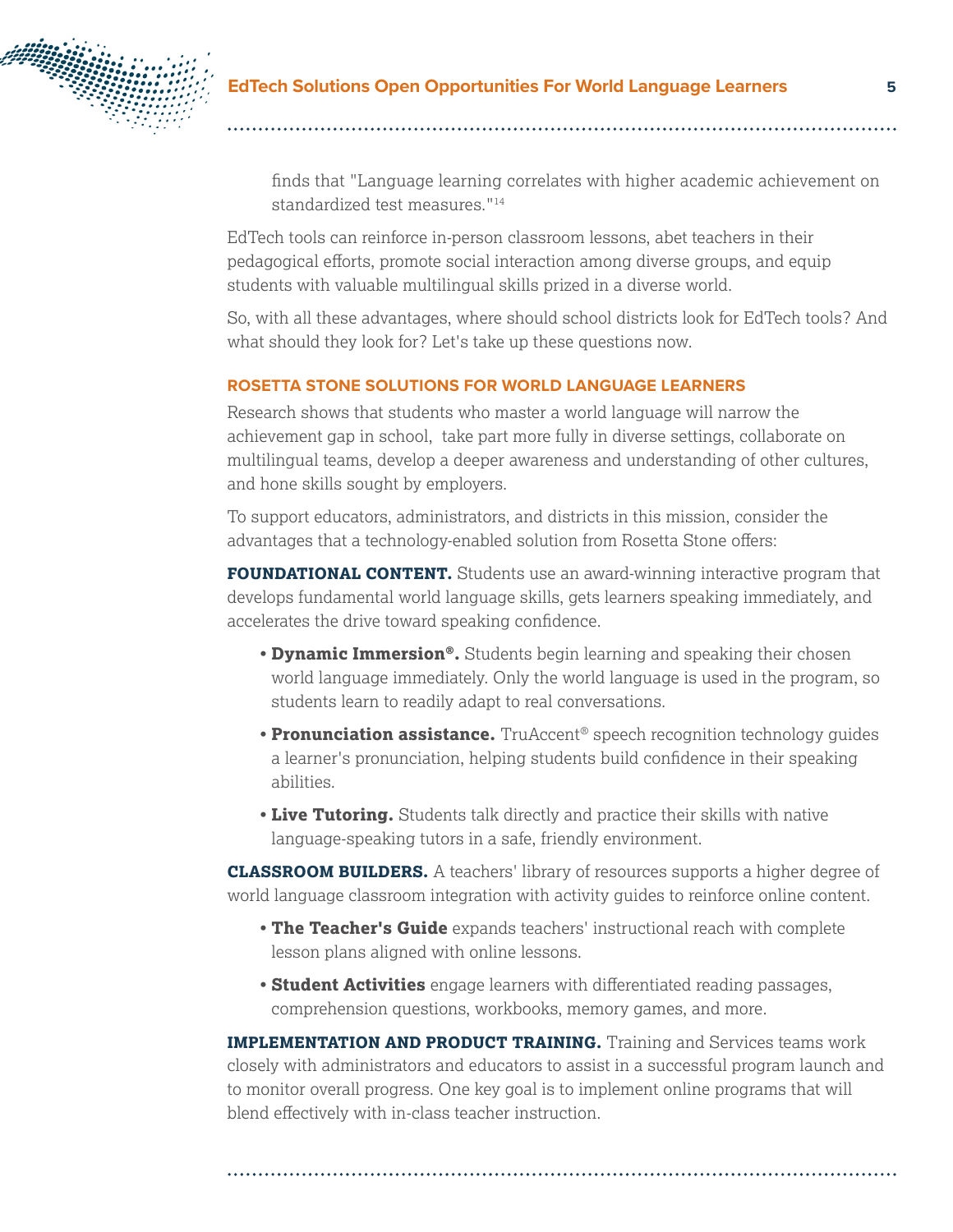finds that "Language learning correlates with higher academic achievement on standardized test measures."[14]

EdTech tools can reinforce in-person classroom lessons, abet teachers in their pedagogical efforts, promote social interaction among diverse groups, and equip students with valuable multilingual skills prized in a diverse world.

So, with all these advantages, where should school districts look for EdTech tools? And what should they look for? Let's take up these questions now.

## ROSETTA STONE SOLUTIONS FOR WORLD LANGUAGE LEARNERS

Research shows that students who master a world language will narrow the achievement gap in school, take part more fully in diverse settings, collaborate on multilingual teams, develop a deeper awareness and understanding of other cultures, and hone skills sought by employers.

To support educators, administrators, and districts in this mission, consider the advantages that a technology-enabled solution from Rosetta Stone offers:

**FOUNDATIONAL CONTENT.** Students use an award-winning interactive program that develops fundamental world language skills, gets learners speaking immediately, and accelerates the drive toward speaking confidence.

- **Dynamic Immersion®.** Students begin learning and speaking their chosen world language immediately. Only the world language is used in the program, so students learn to readily adapt to real conversations.
- **Pronunciation assistance.** TruAccent® speech recognition technology guides a learner's pronunciation, helping students build confidence in their speaking abilities.
- **Live Tutoring.** Students talk directly and practice their skills with native language-speaking tutors in a safe, friendly environment.

**CLASSROOM BUILDERS.** A teachers' library of resources supports a higher degree of world language classroom integration with activity guides to reinforce online content.

- **The Teacher's Guide** expands teachers' instructional reach with complete lesson plans aligned with online lessons.
- **Student Activities** engage learners with differentiated reading passages, comprehension questions, workbooks, memory games, and more.

**IMPLEMENTATION AND PRODUCT TRAINING.** Training and Services teams work closely with administrators and educators to assist in a successful program launch and to monitor overall progress. One key goal is to implement online programs that will blend effectively with in-class teacher instruction.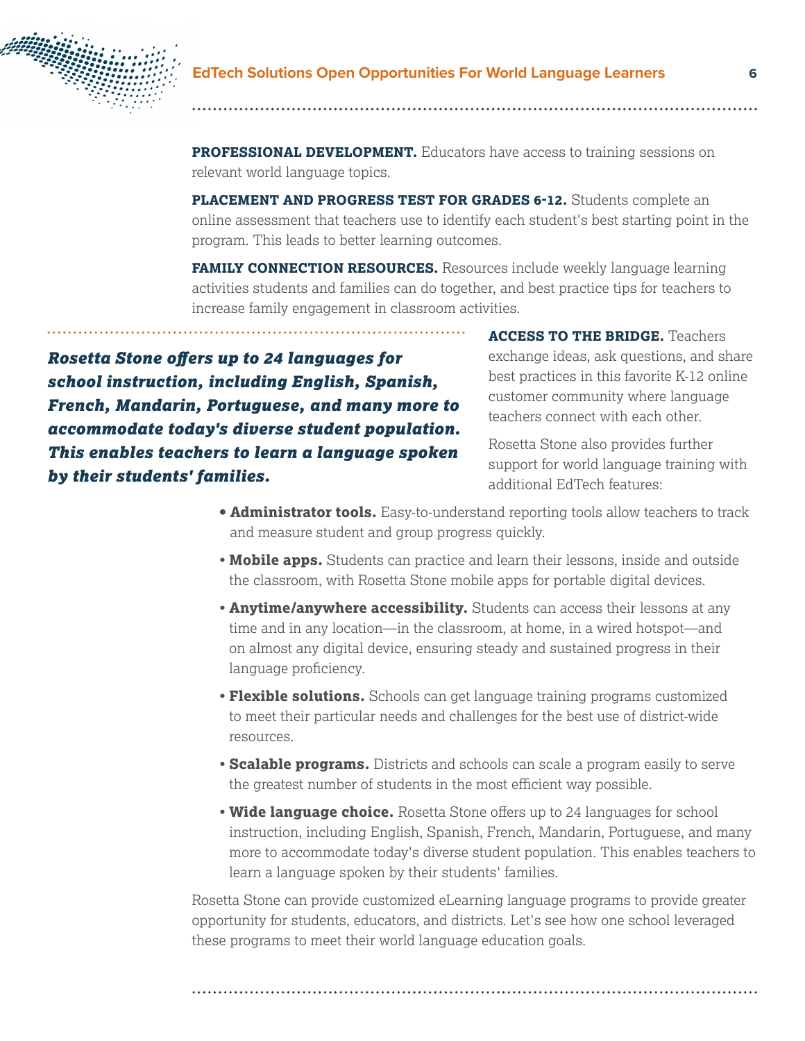**PROFESSIONAL DEVELOPMENT.** Educators have access to training sessions on relevant world language topics.

**PLACEMENT AND PROGRESS TEST FOR GRADES 6-12.** Students complete an online assessment that teachers use to identify each student's best starting point in the program. This leads to better learning outcomes.

**FAMILY CONNECTION RESOURCES.** Resources include weekly language learning activities students and families can do together, and best practice tips for teachers to increase family engagement in classroom activities.

***Rosetta Stone offers up to 24 languages for school instruction, including English, Spanish, French, Mandarin, Portuguese, and many more to accommodate today's diverse student population. This enables teachers to learn a language spoken by their students' families.***

**ACCESS TO THE BRIDGE.** Teachers exchange ideas, ask questions, and share best practices in this favorite K-12 online customer community where language teachers connect with each other.

Rosetta Stone also provides further support for world language training with additional EdTech features:

- **Administrator tools.** Easy-to-understand reporting tools allow teachers to track and measure student and group progress quickly.
- **Mobile apps.** Students can practice and learn their lessons, inside and outside the classroom, with Rosetta Stone mobile apps for portable digital devices.
- **Anytime/anywhere accessibility.** Students can access their lessons at any time and in any location—in the classroom, at home, in a wired hotspot—and on almost any digital device, ensuring steady and sustained progress in their language proficiency.
- **Flexible solutions.** Schools can get language training programs customized to meet their particular needs and challenges for the best use of district-wide resources.
- **Scalable programs.** Districts and schools can scale a program easily to serve the greatest number of students in the most efficient way possible.
- **Wide language choice.** Rosetta Stone offers up to 24 languages for school instruction, including English, Spanish, French, Mandarin, Portuguese, and many more to accommodate today's diverse student population. This enables teachers to learn a language spoken by their students' families.

Rosetta Stone can provide customized eLearning language programs to provide greater opportunity for students, educators, and districts. Let's see how one school leveraged these programs to meet their world language education goals.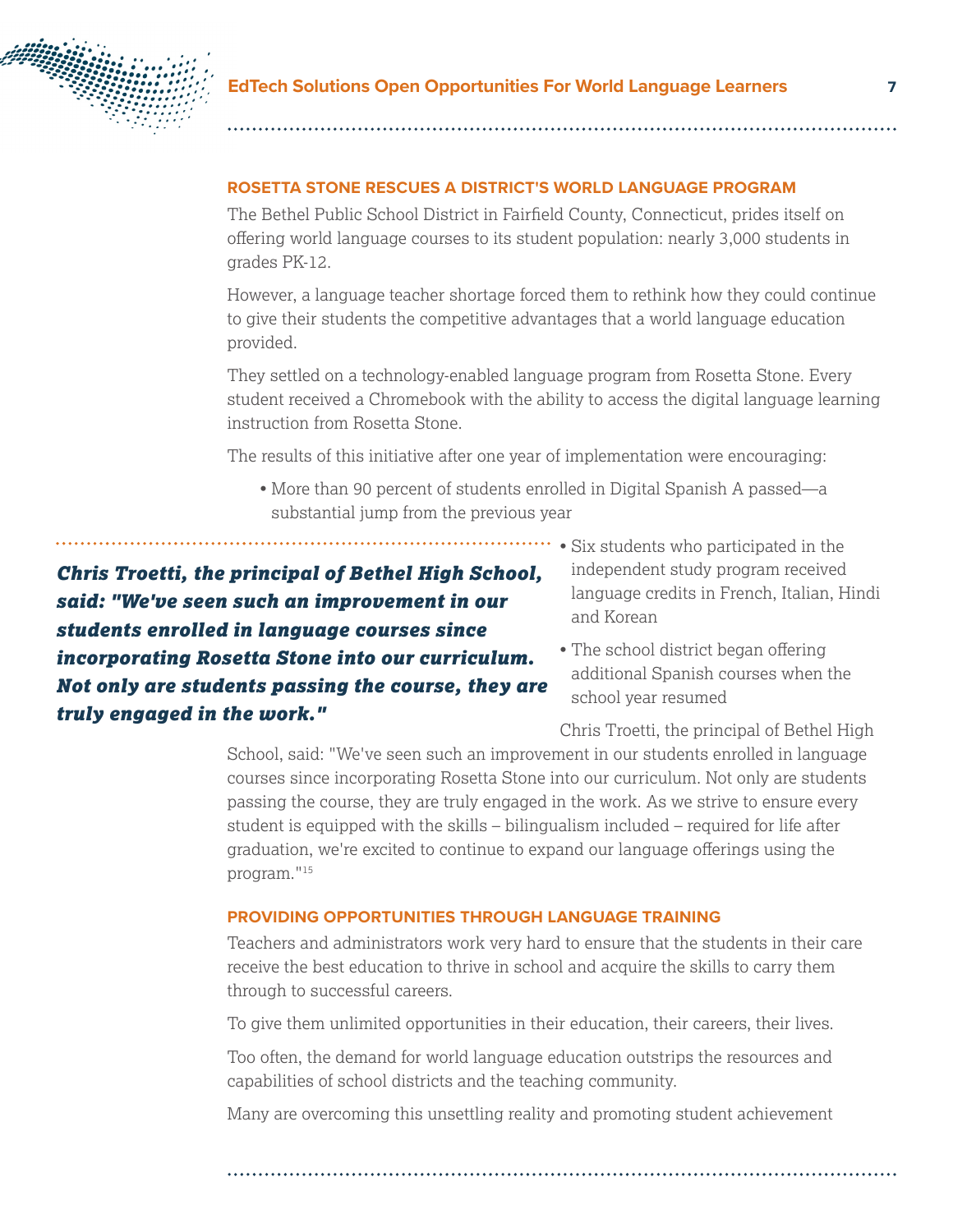## ROSETTA STONE RESCUES A DISTRICT'S WORLD LANGUAGE PROGRAM

The Bethel Public School District in Fairfield County, Connecticut, prides itself on offering world language courses to its student population: nearly 3,000 students in grades PK-12.

However, a language teacher shortage forced them to rethink how they could continue to give their students the competitive advantages that a world language education provided.

They settled on a technology-enabled language program from Rosetta Stone. Every student received a Chromebook with the ability to access the digital language learning instruction from Rosetta Stone.

The results of this initiative after one year of implementation were encouraging:

- More than 90 percent of students enrolled in Digital Spanish A passed—a substantial jump from the previous year
- Six students who participated in the independent study program received language credits in French, Italian, Hindi and Korean
- The school district began offering additional Spanish courses when the school year resumed

***Chris Troetti, the principal of Bethel High School, said: "We've seen such an improvement in our students enrolled in language courses since incorporating Rosetta Stone into our curriculum. Not only are students passing the course, they are truly engaged in the work."***

Chris Troetti, the principal of Bethel High School, said: "We've seen such an improvement in our students enrolled in language courses since incorporating Rosetta Stone into our curriculum. Not only are students passing the course, they are truly engaged in the work. As we strive to ensure every student is equipped with the skills – bilingualism included – required for life after graduation, we're excited to continue to expand our language offerings using the program."[15]

## PROVIDING OPPORTUNITIES THROUGH LANGUAGE TRAINING

Teachers and administrators work very hard to ensure that the students in their care receive the best education to thrive in school and acquire the skills to carry them through to successful careers.

To give them unlimited opportunities in their education, their careers, their lives.

Too often, the demand for world language education outstrips the resources and capabilities of school districts and the teaching community.

Many are overcoming this unsettling reality and promoting student achievement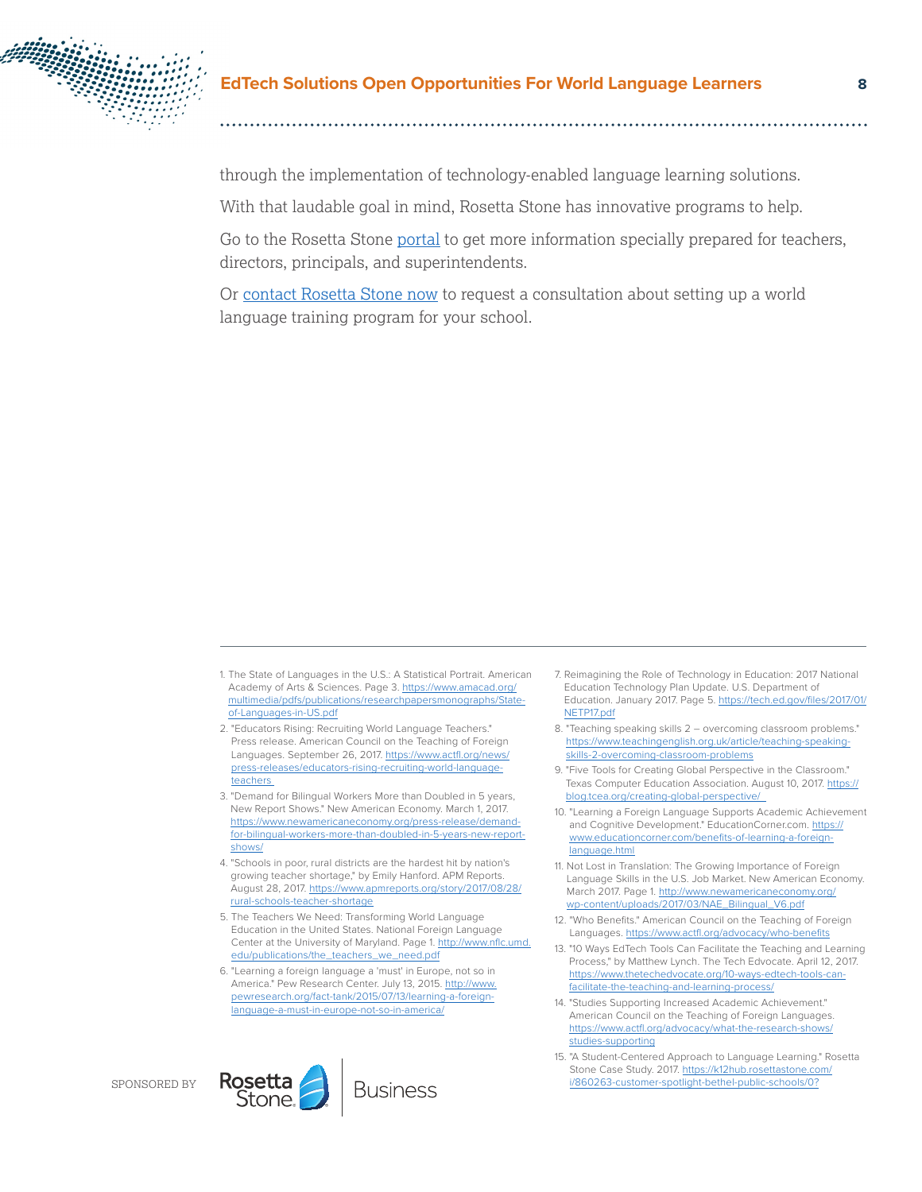through the implementation of technology-enabled language learning solutions.

With that laudable goal in mind, Rosetta Stone has innovative programs to help.

Go to the Rosetta Stone portal to get more information specially prepared for teachers, directors, principals, and superintendents.

Or contact Rosetta Stone now to request a consultation about setting up a world language training program for your school.

---

1. The State of Languages in the U.S.: A Statistical Portrait. American Academy of Arts & Sciences. Page 3. https://www.amacad.org/multimedia/pdfs/publications/researchpapersmonographs/State-of-Languages-in-US.pdf
2. "Educators Rising: Recruiting World Language Teachers." Press release. American Council on the Teaching of Foreign Languages. September 26, 2017. https://www.actfl.org/news/press-releases/educators-rising-recruiting-world-language-teachers
3. "Demand for Bilingual Workers More than Doubled in 5 years, New Report Shows." New American Economy. March 1, 2017. https://www.newamericaneconomy.org/press-release/demand-for-bilingual-workers-more-than-doubled-in-5-years-new-report-shows/
4. "Schools in poor, rural districts are the hardest hit by nation's growing teacher shortage," by Emily Hanford. APM Reports. August 28, 2017. https://www.apmreports.org/story/2017/08/28/rural-schools-teacher-shortage
5. The Teachers We Need: Transforming World Language Education in the United States. National Foreign Language Center at the University of Maryland. Page 1. http://www.nflc.umd.edu/publications/the_teachers_we_need.pdf
6. "Learning a foreign language a 'must' in Europe, not so in America." Pew Research Center. July 13, 2015. http://www.pewresearch.org/fact-tank/2015/07/13/learning-a-foreign-language-a-must-in-europe-not-so-in-america/
7. Reimagining the Role of Technology in Education: 2017 National Education Technology Plan Update. U.S. Department of Education. January 2017. Page 5. https://tech.ed.gov/files/2017/01/NETP17.pdf
8. "Teaching speaking skills 2 – overcoming classroom problems." https://www.teachingenglish.org.uk/article/teaching-speaking-skills-2-overcoming-classroom-problems
9. "Five Tools for Creating Global Perspective in the Classroom." Texas Computer Education Association. August 10, 2017. https://blog.tcea.org/creating-global-perspective/
10. "Learning a Foreign Language Supports Academic Achievement and Cognitive Development." EducationCorner.com. https://www.educationcorner.com/benefits-of-learning-a-foreign-language.html
11. Not Lost in Translation: The Growing Importance of Foreign Language Skills in the U.S. Job Market. New American Economy. March 2017. Page 1. http://www.newamericaneconomy.org/wp-content/uploads/2017/03/NAE_Bilingual_V6.pdf
12. "Who Benefits." American Council on the Teaching of Foreign Languages. https://www.actfl.org/advocacy/who-benefits
13. "10 Ways EdTech Tools Can Facilitate the Teaching and Learning Process," by Matthew Lynch. The Tech Edvocate. April 12, 2017. https://www.thetechedvocate.org/10-ways-edtech-tools-can-facilitate-the-teaching-and-learning-process/
14. "Studies Supporting Increased Academic Achievement." American Council on the Teaching of Foreign Languages. https://www.actfl.org/advocacy/what-the-research-shows/studies-supporting
15. "A Student-Centered Approach to Language Learning." Rosetta Stone Case Study. 2017. https://k12hub.rosettastone.com/i/860263-customer-spotlight-bethel-public-schools/0?